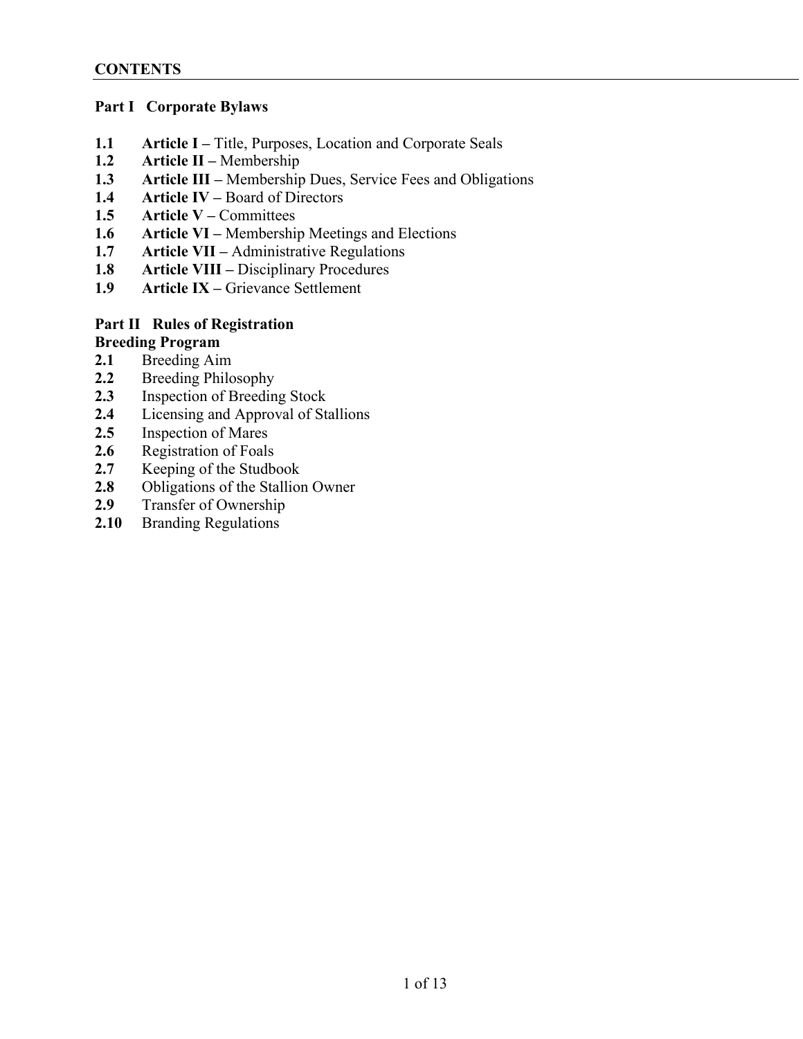## CONTENTS

### Part I Corporate Bylaws

**1.1** **Article I –** Title, Purposes, Location and Corporate Seals
**1.2** **Article II –** Membership
**1.3** **Article III –** Membership Dues, Service Fees and Obligations
**1.4** **Article IV –** Board of Directors
**1.5** **Article V –** Committees
**1.6** **Article VI –** Membership Meetings and Elections
**1.7** **Article VII –** Administrative Regulations
**1.8** **Article VIII –** Disciplinary Procedures
**1.9** **Article IX –** Grievance Settlement

### Part II Rules of Registration

**Breeding Program**

**2.1** Breeding Aim
**2.2** Breeding Philosophy
**2.3** Inspection of Breeding Stock
**2.4** Licensing and Approval of Stallions
**2.5** Inspection of Mares
**2.6** Registration of Foals
**2.7** Keeping of the Studbook
**2.8** Obligations of the Stallion Owner
**2.9** Transfer of Ownership
**2.10** Branding Regulations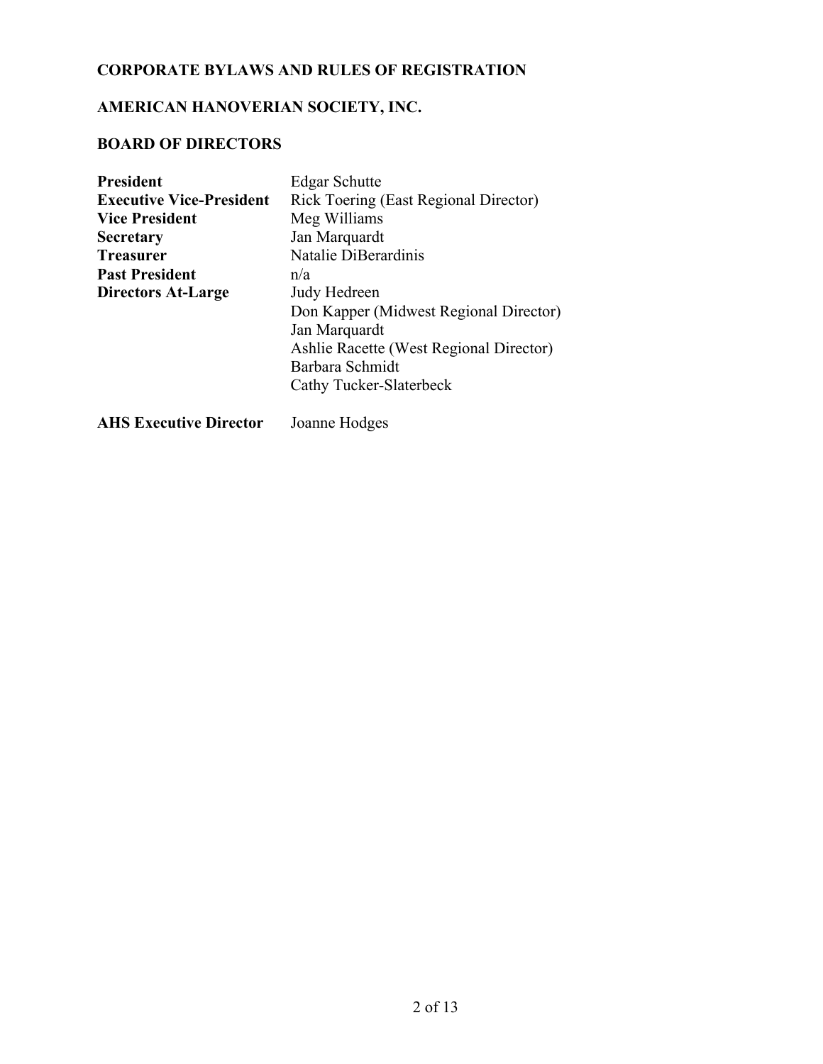**CORPORATE BYLAWS AND RULES OF REGISTRATION**

**AMERICAN HANOVERIAN SOCIETY, INC.**

**BOARD OF DIRECTORS**

| | |
|---|---|
| **President** | Edgar Schutte |
| **Executive Vice-President** | Rick Toering (East Regional Director) |
| **Vice President** | Meg Williams |
| **Secretary** | Jan Marquardt |
| **Treasurer** | Natalie DiBerardinis |
| **Past President** | n/a |
| **Directors At-Large** | Judy Hedreen |
| | Don Kapper (Midwest Regional Director) |
| | Jan Marquardt |
| | Ashlie Racette (West Regional Director) |
| | Barbara Schmidt |
| | Cathy Tucker-Slaterbeck |
| **AHS Executive Director** | Joanne Hodges |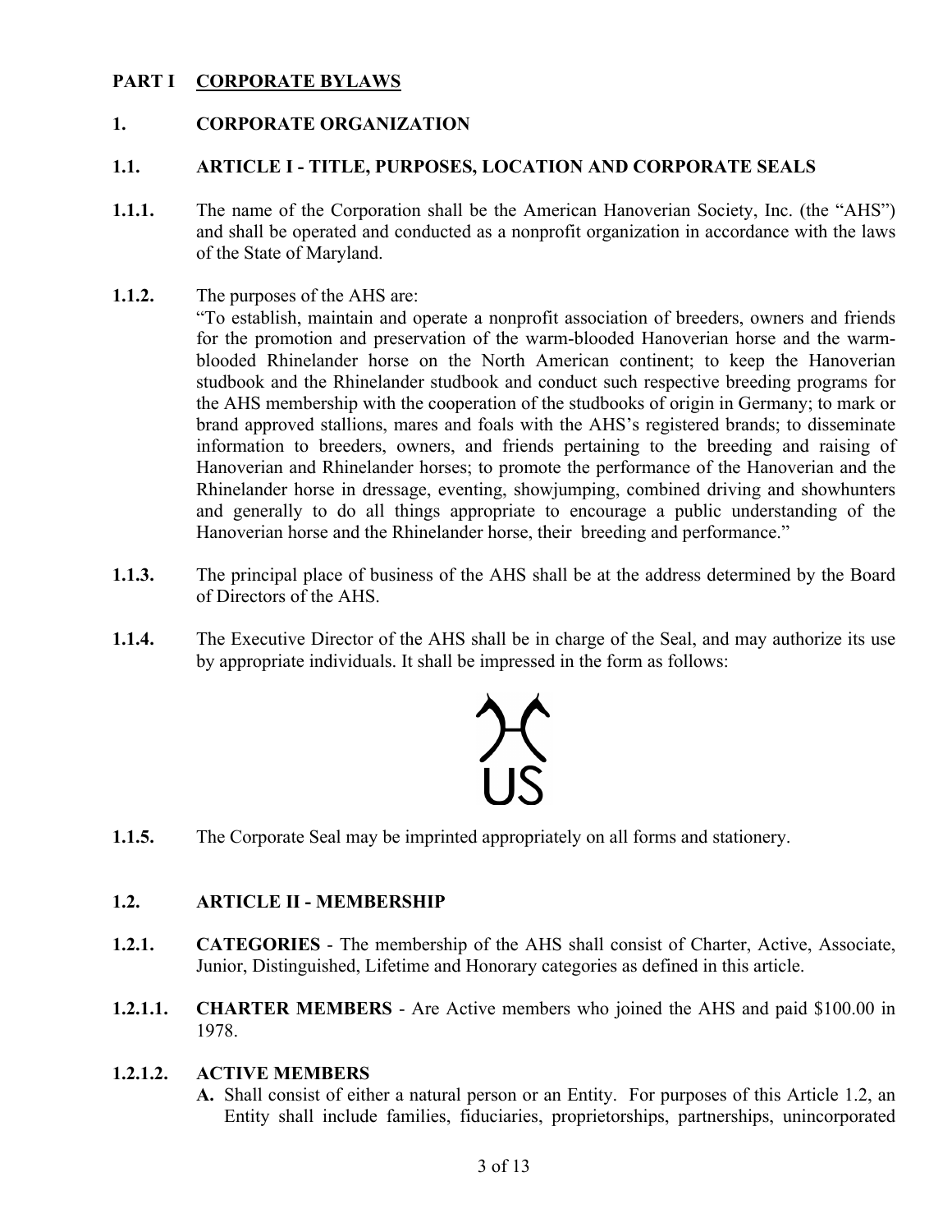## PART I CORPORATE BYLAWS

### 1. CORPORATE ORGANIZATION

### 1.1. ARTICLE I - TITLE, PURPOSES, LOCATION AND CORPORATE SEALS

**1.1.1.** The name of the Corporation shall be the American Hanoverian Society, Inc. (the "AHS") and shall be operated and conducted as a nonprofit organization in accordance with the laws of the State of Maryland.

**1.1.2.** The purposes of the AHS are:
"To establish, maintain and operate a nonprofit association of breeders, owners and friends for the promotion and preservation of the warm-blooded Hanoverian horse and the warm-blooded Rhinelander horse on the North American continent; to keep the Hanoverian studbook and the Rhinelander studbook and conduct such respective breeding programs for the AHS membership with the cooperation of the studbooks of origin in Germany; to mark or brand approved stallions, mares and foals with the AHS's registered brands; to disseminate information to breeders, owners, and friends pertaining to the breeding and raising of Hanoverian and Rhinelander horses; to promote the performance of the Hanoverian and the Rhinelander horse in dressage, eventing, showjumping, combined driving and showhunters and generally to do all things appropriate to encourage a public understanding of the Hanoverian horse and the Rhinelander horse, their breeding and performance."

**1.1.3.** The principal place of business of the AHS shall be at the address determined by the Board of Directors of the AHS.

**1.1.4.** The Executive Director of the AHS shall be in charge of the Seal, and may authorize its use by appropriate individuals. It shall be impressed in the form as follows:

US

**1.1.5.** The Corporate Seal may be imprinted appropriately on all forms and stationery.

### 1.2. ARTICLE II - MEMBERSHIP

**1.2.1.** **CATEGORIES** - The membership of the AHS shall consist of Charter, Active, Associate, Junior, Distinguished, Lifetime and Honorary categories as defined in this article.

**1.2.1.1.** **CHARTER MEMBERS** - Are Active members who joined the AHS and paid $100.00 in 1978.

**1.2.1.2.** **ACTIVE MEMBERS**

**A.** Shall consist of either a natural person or an Entity. For purposes of this Article 1.2, an Entity shall include families, fiduciaries, proprietorships, partnerships, unincorporated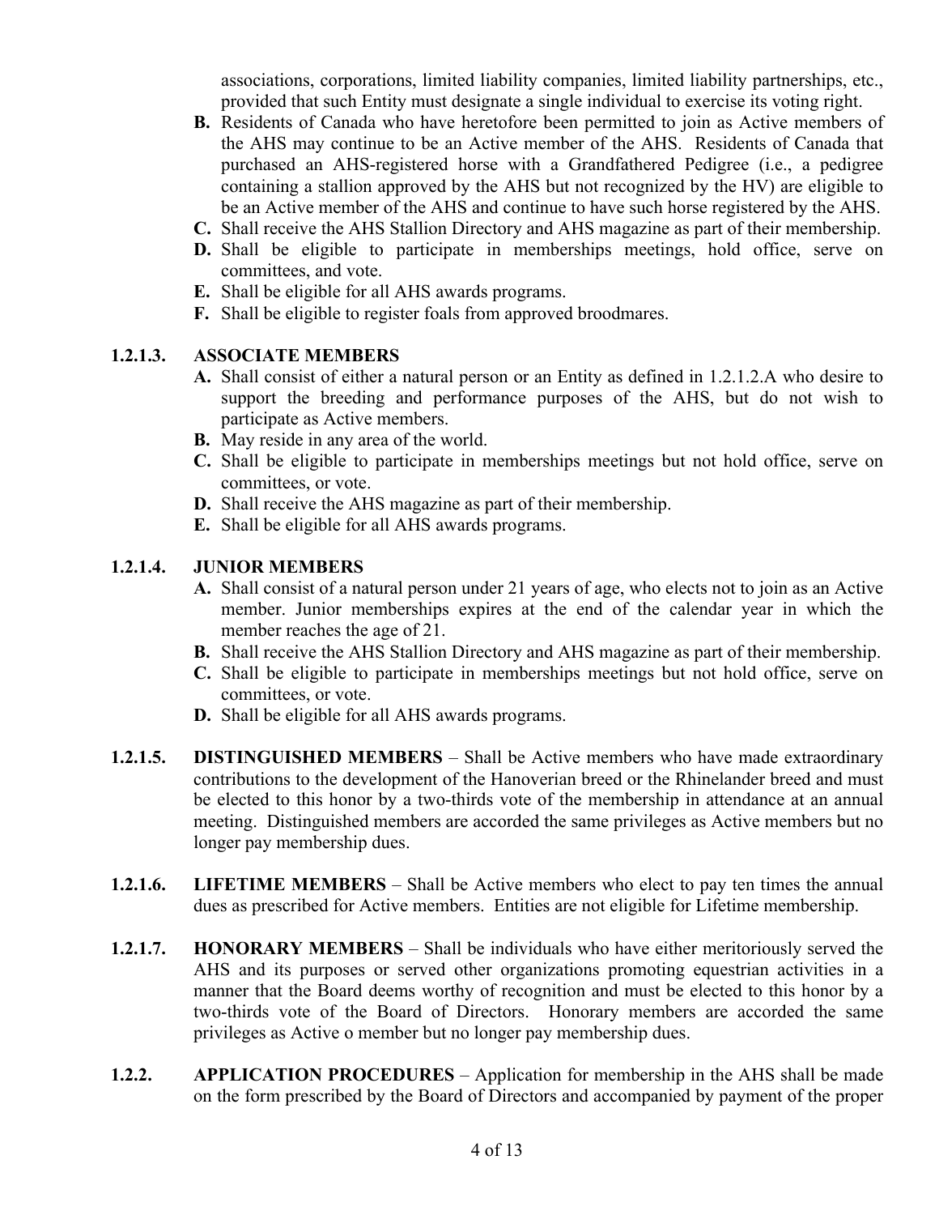associations, corporations, limited liability companies, limited liability partnerships, etc., provided that such Entity must designate a single individual to exercise its voting right.

**B.** Residents of Canada who have heretofore been permitted to join as Active members of the AHS may continue to be an Active member of the AHS. Residents of Canada that purchased an AHS-registered horse with a Grandfathered Pedigree (i.e., a pedigree containing a stallion approved by the AHS but not recognized by the HV) are eligible to be an Active member of the AHS and continue to have such horse registered by the AHS.

**C.** Shall receive the AHS Stallion Directory and AHS magazine as part of their membership.

**D.** Shall be eligible to participate in memberships meetings, hold office, serve on committees, and vote.

**E.** Shall be eligible for all AHS awards programs.

**F.** Shall be eligible to register foals from approved broodmares.

**1.2.1.3. ASSOCIATE MEMBERS**

**A.** Shall consist of either a natural person or an Entity as defined in 1.2.1.2.A who desire to support the breeding and performance purposes of the AHS, but do not wish to participate as Active members.

**B.** May reside in any area of the world.

**C.** Shall be eligible to participate in memberships meetings but not hold office, serve on committees, or vote.

**D.** Shall receive the AHS magazine as part of their membership.

**E.** Shall be eligible for all AHS awards programs.

**1.2.1.4. JUNIOR MEMBERS**

**A.** Shall consist of a natural person under 21 years of age, who elects not to join as an Active member. Junior memberships expires at the end of the calendar year in which the member reaches the age of 21.

**B.** Shall receive the AHS Stallion Directory and AHS magazine as part of their membership.

**C.** Shall be eligible to participate in memberships meetings but not hold office, serve on committees, or vote.

**D.** Shall be eligible for all AHS awards programs.

**1.2.1.5. DISTINGUISHED MEMBERS** – Shall be Active members who have made extraordinary contributions to the development of the Hanoverian breed or the Rhinelander breed and must be elected to this honor by a two-thirds vote of the membership in attendance at an annual meeting. Distinguished members are accorded the same privileges as Active members but no longer pay membership dues.

**1.2.1.6. LIFETIME MEMBERS** – Shall be Active members who elect to pay ten times the annual dues as prescribed for Active members. Entities are not eligible for Lifetime membership.

**1.2.1.7. HONORARY MEMBERS** – Shall be individuals who have either meritoriously served the AHS and its purposes or served other organizations promoting equestrian activities in a manner that the Board deems worthy of recognition and must be elected to this honor by a two-thirds vote of the Board of Directors. Honorary members are accorded the same privileges as Active o member but no longer pay membership dues.

**1.2.2. APPLICATION PROCEDURES** – Application for membership in the AHS shall be made on the form prescribed by the Board of Directors and accompanied by payment of the proper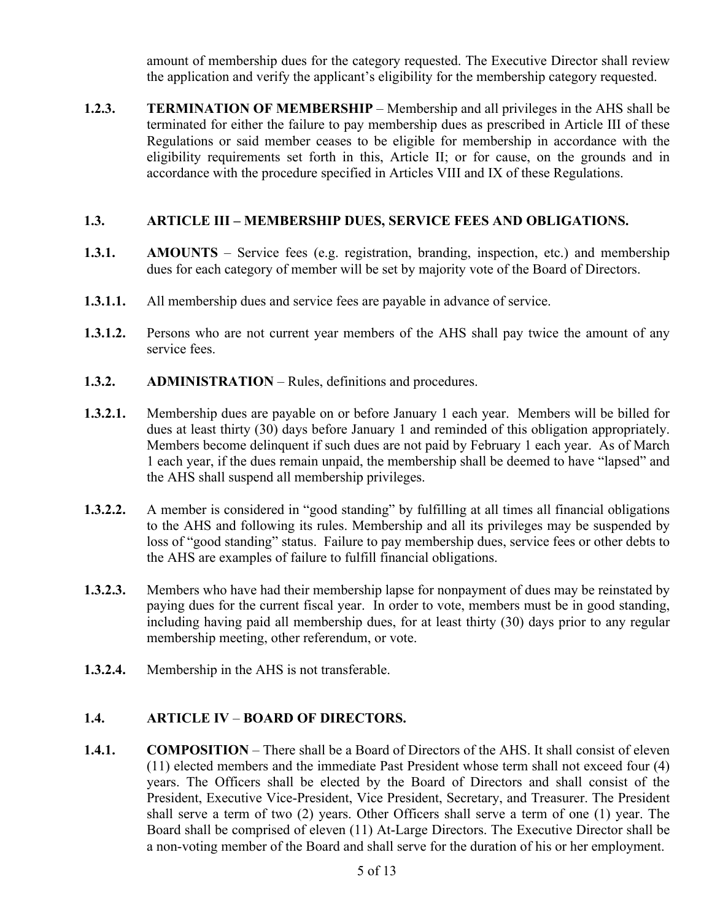amount of membership dues for the category requested. The Executive Director shall review the application and verify the applicant's eligibility for the membership category requested.

**1.2.3.** **TERMINATION OF MEMBERSHIP** – Membership and all privileges in the AHS shall be terminated for either the failure to pay membership dues as prescribed in Article III of these Regulations or said member ceases to be eligible for membership in accordance with the eligibility requirements set forth in this, Article II; or for cause, on the grounds and in accordance with the procedure specified in Articles VIII and IX of these Regulations.

## 1.3. ARTICLE III – MEMBERSHIP DUES, SERVICE FEES AND OBLIGATIONS.

**1.3.1.** **AMOUNTS** – Service fees (e.g. registration, branding, inspection, etc.) and membership dues for each category of member will be set by majority vote of the Board of Directors.

**1.3.1.1.** All membership dues and service fees are payable in advance of service.

**1.3.1.2.** Persons who are not current year members of the AHS shall pay twice the amount of any service fees.

**1.3.2.** **ADMINISTRATION** – Rules, definitions and procedures.

**1.3.2.1.** Membership dues are payable on or before January 1 each year. Members will be billed for dues at least thirty (30) days before January 1 and reminded of this obligation appropriately. Members become delinquent if such dues are not paid by February 1 each year. As of March 1 each year, if the dues remain unpaid, the membership shall be deemed to have "lapsed" and the AHS shall suspend all membership privileges.

**1.3.2.2.** A member is considered in "good standing" by fulfilling at all times all financial obligations to the AHS and following its rules. Membership and all its privileges may be suspended by loss of "good standing" status. Failure to pay membership dues, service fees or other debts to the AHS are examples of failure to fulfill financial obligations.

**1.3.2.3.** Members who have had their membership lapse for nonpayment of dues may be reinstated by paying dues for the current fiscal year. In order to vote, members must be in good standing, including having paid all membership dues, for at least thirty (30) days prior to any regular membership meeting, other referendum, or vote.

**1.3.2.4.** Membership in the AHS is not transferable.

## 1.4. ARTICLE IV – BOARD OF DIRECTORS.

**1.4.1.** **COMPOSITION** – There shall be a Board of Directors of the AHS. It shall consist of eleven (11) elected members and the immediate Past President whose term shall not exceed four (4) years. The Officers shall be elected by the Board of Directors and shall consist of the President, Executive Vice-President, Vice President, Secretary, and Treasurer. The President shall serve a term of two (2) years. Other Officers shall serve a term of one (1) year. The Board shall be comprised of eleven (11) At-Large Directors. The Executive Director shall be a non-voting member of the Board and shall serve for the duration of his or her employment.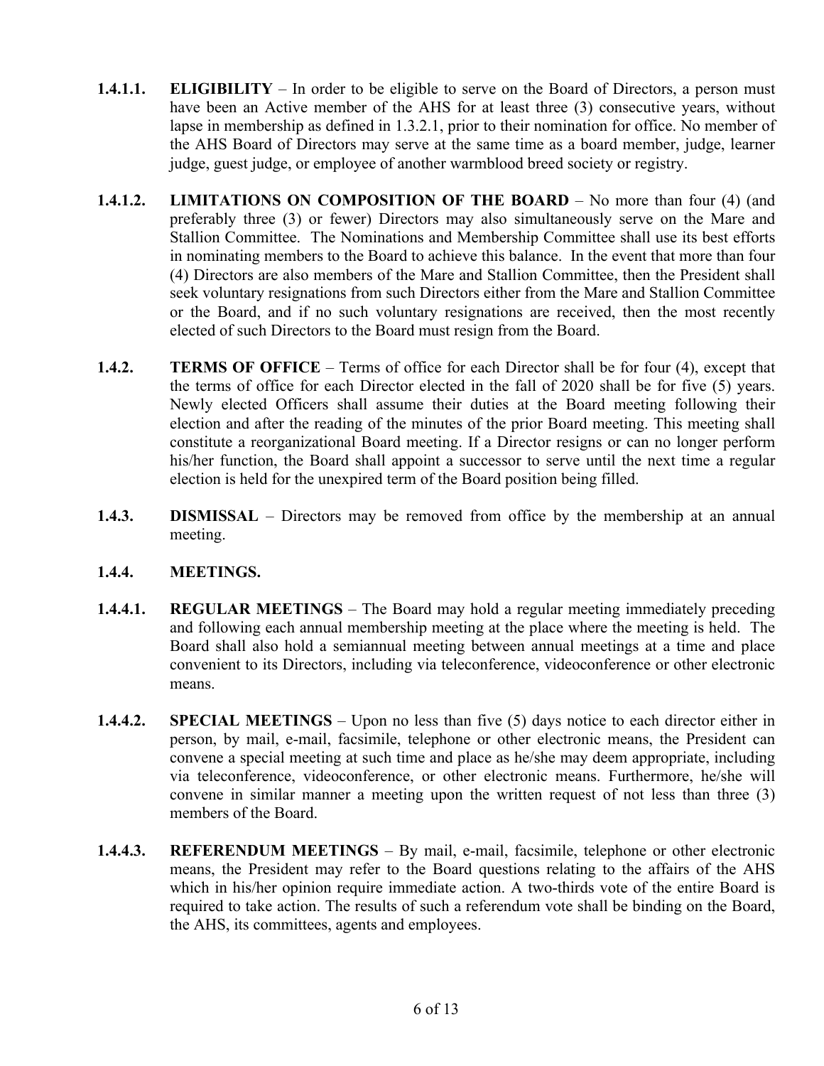**1.4.1.1. ELIGIBILITY** – In order to be eligible to serve on the Board of Directors, a person must have been an Active member of the AHS for at least three (3) consecutive years, without lapse in membership as defined in 1.3.2.1, prior to their nomination for office. No member of the AHS Board of Directors may serve at the same time as a board member, judge, learner judge, guest judge, or employee of another warmblood breed society or registry.

**1.4.1.2. LIMITATIONS ON COMPOSITION OF THE BOARD** – No more than four (4) (and preferably three (3) or fewer) Directors may also simultaneously serve on the Mare and Stallion Committee. The Nominations and Membership Committee shall use its best efforts in nominating members to the Board to achieve this balance. In the event that more than four (4) Directors are also members of the Mare and Stallion Committee, then the President shall seek voluntary resignations from such Directors either from the Mare and Stallion Committee or the Board, and if no such voluntary resignations are received, then the most recently elected of such Directors to the Board must resign from the Board.

**1.4.2. TERMS OF OFFICE** – Terms of office for each Director shall be for four (4), except that the terms of office for each Director elected in the fall of 2020 shall be for five (5) years. Newly elected Officers shall assume their duties at the Board meeting following their election and after the reading of the minutes of the prior Board meeting. This meeting shall constitute a reorganizational Board meeting. If a Director resigns or can no longer perform his/her function, the Board shall appoint a successor to serve until the next time a regular election is held for the unexpired term of the Board position being filled.

**1.4.3. DISMISSAL** – Directors may be removed from office by the membership at an annual meeting.

**1.4.4. MEETINGS.**

**1.4.4.1. REGULAR MEETINGS** – The Board may hold a regular meeting immediately preceding and following each annual membership meeting at the place where the meeting is held. The Board shall also hold a semiannual meeting between annual meetings at a time and place convenient to its Directors, including via teleconference, videoconference or other electronic means.

**1.4.4.2. SPECIAL MEETINGS** – Upon no less than five (5) days notice to each director either in person, by mail, e-mail, facsimile, telephone or other electronic means, the President can convene a special meeting at such time and place as he/she may deem appropriate, including via teleconference, videoconference, or other electronic means. Furthermore, he/she will convene in similar manner a meeting upon the written request of not less than three (3) members of the Board.

**1.4.4.3. REFERENDUM MEETINGS** – By mail, e-mail, facsimile, telephone or other electronic means, the President may refer to the Board questions relating to the affairs of the AHS which in his/her opinion require immediate action. A two-thirds vote of the entire Board is required to take action. The results of such a referendum vote shall be binding on the Board, the AHS, its committees, agents and employees.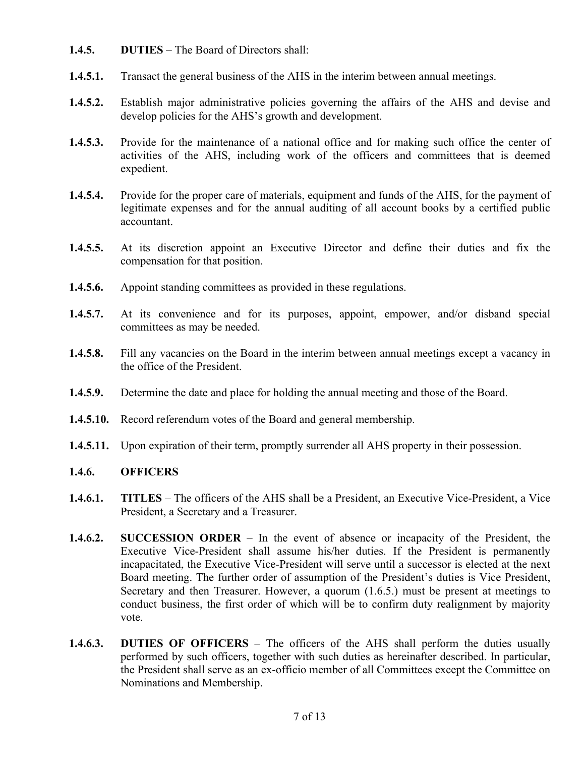**1.4.5. DUTIES** – The Board of Directors shall:

**1.4.5.1.** Transact the general business of the AHS in the interim between annual meetings.

**1.4.5.2.** Establish major administrative policies governing the affairs of the AHS and devise and develop policies for the AHS's growth and development.

**1.4.5.3.** Provide for the maintenance of a national office and for making such office the center of activities of the AHS, including work of the officers and committees that is deemed expedient.

**1.4.5.4.** Provide for the proper care of materials, equipment and funds of the AHS, for the payment of legitimate expenses and for the annual auditing of all account books by a certified public accountant.

**1.4.5.5.** At its discretion appoint an Executive Director and define their duties and fix the compensation for that position.

**1.4.5.6.** Appoint standing committees as provided in these regulations.

**1.4.5.7.** At its convenience and for its purposes, appoint, empower, and/or disband special committees as may be needed.

**1.4.5.8.** Fill any vacancies on the Board in the interim between annual meetings except a vacancy in the office of the President.

**1.4.5.9.** Determine the date and place for holding the annual meeting and those of the Board.

**1.4.5.10.** Record referendum votes of the Board and general membership.

**1.4.5.11.** Upon expiration of their term, promptly surrender all AHS property in their possession.

**1.4.6. OFFICERS**

**1.4.6.1. TITLES** – The officers of the AHS shall be a President, an Executive Vice-President, a Vice President, a Secretary and a Treasurer.

**1.4.6.2. SUCCESSION ORDER** – In the event of absence or incapacity of the President, the Executive Vice-President shall assume his/her duties. If the President is permanently incapacitated, the Executive Vice-President will serve until a successor is elected at the next Board meeting. The further order of assumption of the President's duties is Vice President, Secretary and then Treasurer. However, a quorum (1.6.5.) must be present at meetings to conduct business, the first order of which will be to confirm duty realignment by majority vote.

**1.4.6.3. DUTIES OF OFFICERS** – The officers of the AHS shall perform the duties usually performed by such officers, together with such duties as hereinafter described. In particular, the President shall serve as an ex-officio member of all Committees except the Committee on Nominations and Membership.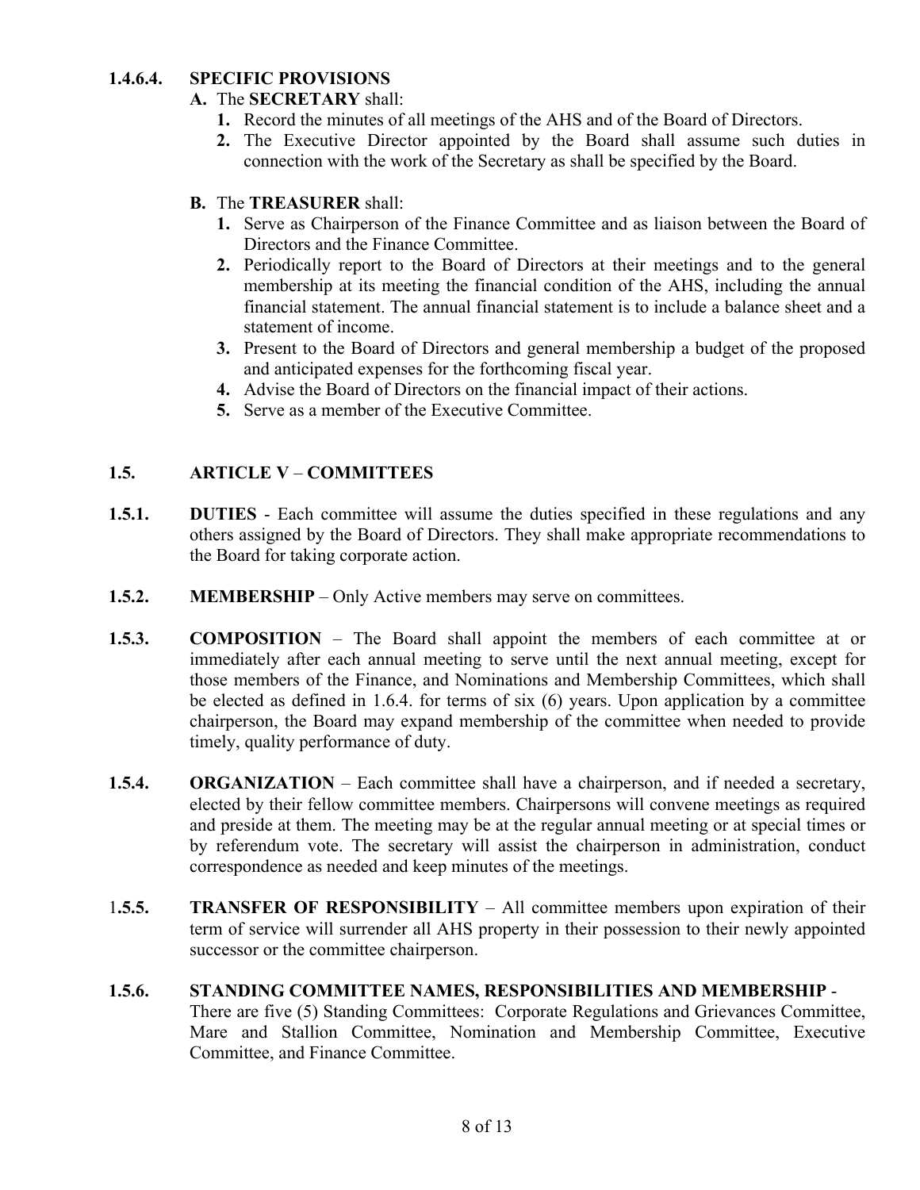#### 1.4.6.4. SPECIFIC PROVISIONS

**A.** The **SECRETARY** shall:

1. Record the minutes of all meetings of the AHS and of the Board of Directors.
2. The Executive Director appointed by the Board shall assume such duties in connection with the work of the Secretary as shall be specified by the Board.

**B.** The **TREASURER** shall:

1. Serve as Chairperson of the Finance Committee and as liaison between the Board of Directors and the Finance Committee.
2. Periodically report to the Board of Directors at their meetings and to the general membership at its meeting the financial condition of the AHS, including the annual financial statement. The annual financial statement is to include a balance sheet and a statement of income.
3. Present to the Board of Directors and general membership a budget of the proposed and anticipated expenses for the forthcoming fiscal year.
4. Advise the Board of Directors on the financial impact of their actions.
5. Serve as a member of the Executive Committee.

## 1.5. ARTICLE V – COMMITTEES

**1.5.1. DUTIES** - Each committee will assume the duties specified in these regulations and any others assigned by the Board of Directors. They shall make appropriate recommendations to the Board for taking corporate action.

**1.5.2. MEMBERSHIP** – Only Active members may serve on committees.

**1.5.3. COMPOSITION** – The Board shall appoint the members of each committee at or immediately after each annual meeting to serve until the next annual meeting, except for those members of the Finance, and Nominations and Membership Committees, which shall be elected as defined in 1.6.4. for terms of six (6) years. Upon application by a committee chairperson, the Board may expand membership of the committee when needed to provide timely, quality performance of duty.

**1.5.4. ORGANIZATION** – Each committee shall have a chairperson, and if needed a secretary, elected by their fellow committee members. Chairpersons will convene meetings as required and preside at them. The meeting may be at the regular annual meeting or at special times or by referendum vote. The secretary will assist the chairperson in administration, conduct correspondence as needed and keep minutes of the meetings.

**1.5.5. TRANSFER OF RESPONSIBILITY** – All committee members upon expiration of their term of service will surrender all AHS property in their possession to their newly appointed successor or the committee chairperson.

**1.5.6. STANDING COMMITTEE NAMES, RESPONSIBILITIES AND MEMBERSHIP** - There are five (5) Standing Committees: Corporate Regulations and Grievances Committee, Mare and Stallion Committee, Nomination and Membership Committee, Executive Committee, and Finance Committee.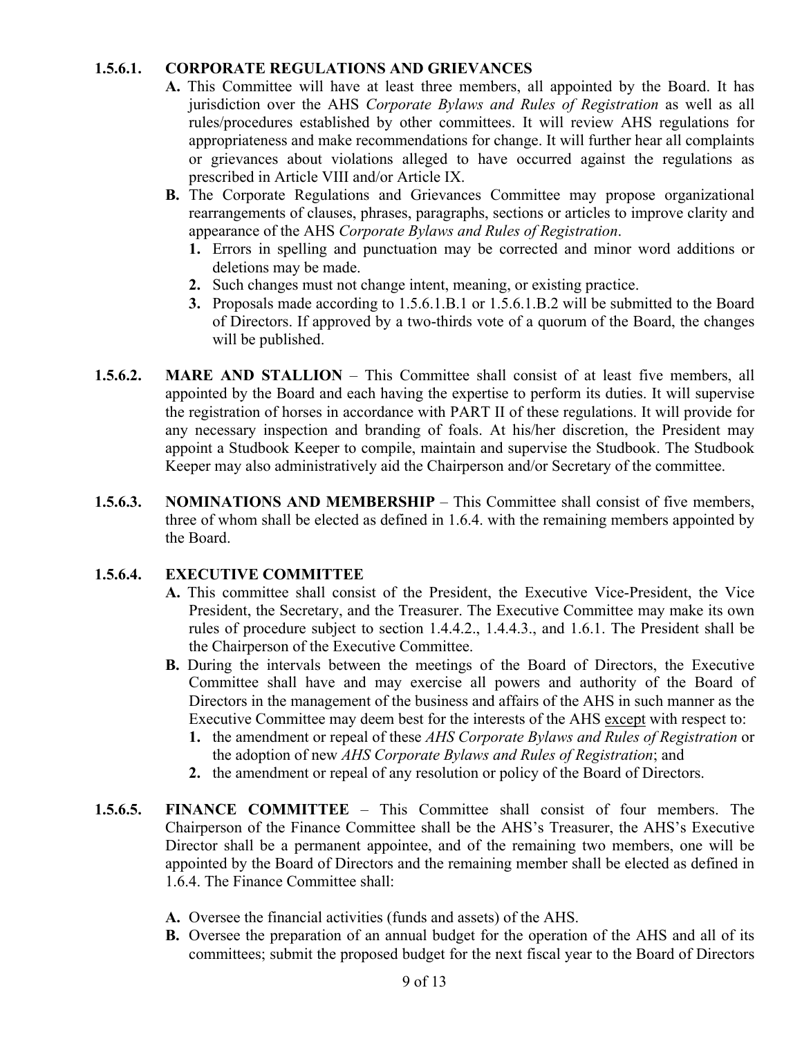**1.5.6.1. CORPORATE REGULATIONS AND GRIEVANCES**

**A.** This Committee will have at least three members, all appointed by the Board. It has jurisdiction over the AHS *Corporate Bylaws and Rules of Registration* as well as all rules/procedures established by other committees. It will review AHS regulations for appropriateness and make recommendations for change. It will further hear all complaints or grievances about violations alleged to have occurred against the regulations as prescribed in Article VIII and/or Article IX.

**B.** The Corporate Regulations and Grievances Committee may propose organizational rearrangements of clauses, phrases, paragraphs, sections or articles to improve clarity and appearance of the AHS *Corporate Bylaws and Rules of Registration*.

1. Errors in spelling and punctuation may be corrected and minor word additions or deletions may be made.
2. Such changes must not change intent, meaning, or existing practice.
3. Proposals made according to 1.5.6.1.B.1 or 1.5.6.1.B.2 will be submitted to the Board of Directors. If approved by a two-thirds vote of a quorum of the Board, the changes will be published.

**1.5.6.2. MARE AND STALLION** – This Committee shall consist of at least five members, all appointed by the Board and each having the expertise to perform its duties. It will supervise the registration of horses in accordance with PART II of these regulations. It will provide for any necessary inspection and branding of foals. At his/her discretion, the President may appoint a Studbook Keeper to compile, maintain and supervise the Studbook. The Studbook Keeper may also administratively aid the Chairperson and/or Secretary of the committee.

**1.5.6.3. NOMINATIONS AND MEMBERSHIP** – This Committee shall consist of five members, three of whom shall be elected as defined in 1.6.4. with the remaining members appointed by the Board.

**1.5.6.4. EXECUTIVE COMMITTEE**

**A.** This committee shall consist of the President, the Executive Vice-President, the Vice President, the Secretary, and the Treasurer. The Executive Committee may make its own rules of procedure subject to section 1.4.4.2., 1.4.4.3., and 1.6.1. The President shall be the Chairperson of the Executive Committee.

**B.** During the intervals between the meetings of the Board of Directors, the Executive Committee shall have and may exercise all powers and authority of the Board of Directors in the management of the business and affairs of the AHS in such manner as the Executive Committee may deem best for the interests of the AHS <u>except</u> with respect to:

1. the amendment or repeal of these *AHS Corporate Bylaws and Rules of Registration* or the adoption of new *AHS Corporate Bylaws and Rules of Registration*; and
2. the amendment or repeal of any resolution or policy of the Board of Directors.

**1.5.6.5. FINANCE COMMITTEE** – This Committee shall consist of four members. The Chairperson of the Finance Committee shall be the AHS's Treasurer, the AHS's Executive Director shall be a permanent appointee, and of the remaining two members, one will be appointed by the Board of Directors and the remaining member shall be elected as defined in 1.6.4. The Finance Committee shall:

**A.** Oversee the financial activities (funds and assets) of the AHS.

**B.** Oversee the preparation of an annual budget for the operation of the AHS and all of its committees; submit the proposed budget for the next fiscal year to the Board of Directors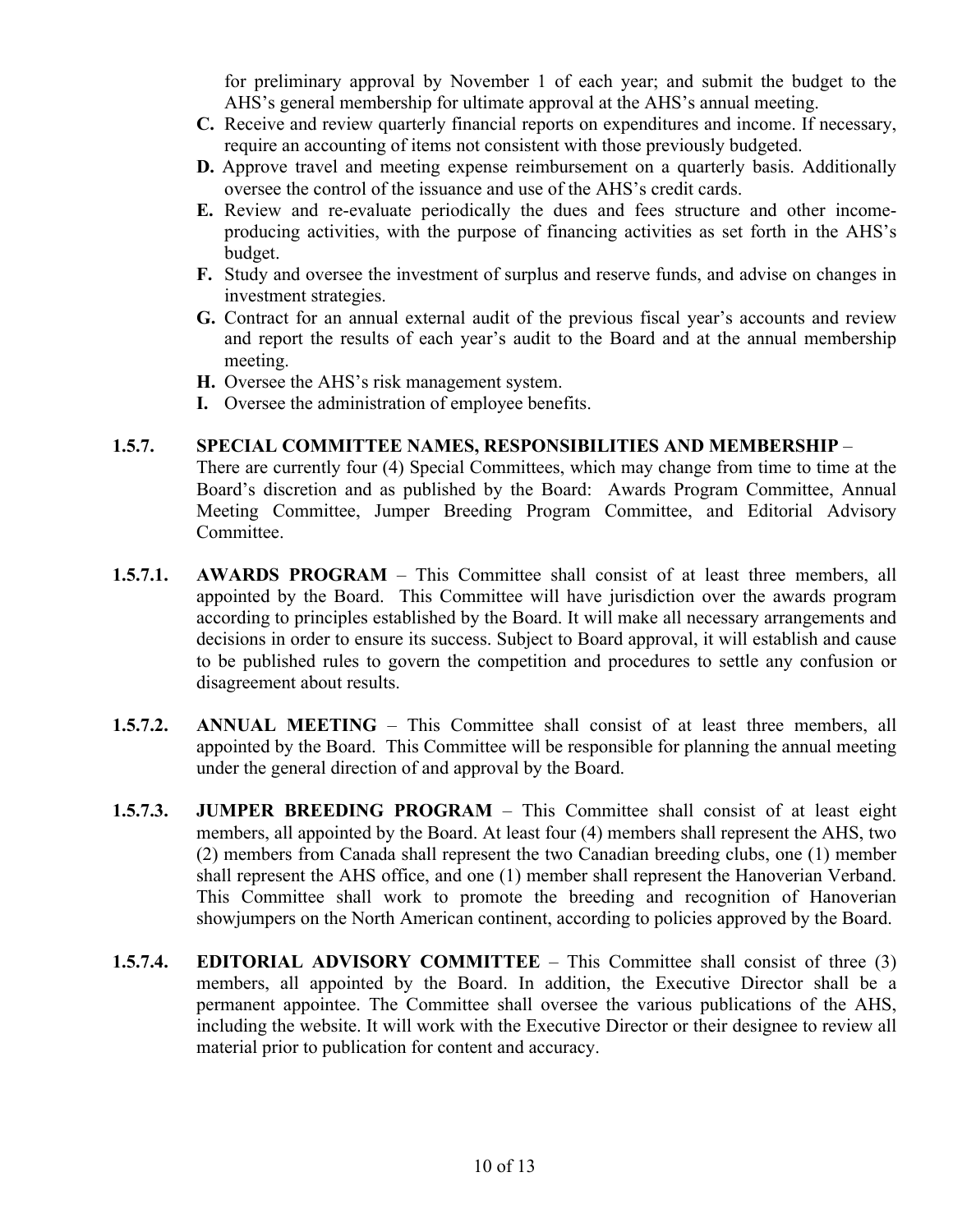for preliminary approval by November 1 of each year; and submit the budget to the AHS's general membership for ultimate approval at the AHS's annual meeting.

**C.** Receive and review quarterly financial reports on expenditures and income. If necessary, require an accounting of items not consistent with those previously budgeted.

**D.** Approve travel and meeting expense reimbursement on a quarterly basis. Additionally oversee the control of the issuance and use of the AHS's credit cards.

**E.** Review and re-evaluate periodically the dues and fees structure and other income-producing activities, with the purpose of financing activities as set forth in the AHS's budget.

**F.** Study and oversee the investment of surplus and reserve funds, and advise on changes in investment strategies.

**G.** Contract for an annual external audit of the previous fiscal year's accounts and review and report the results of each year's audit to the Board and at the annual membership meeting.

**H.** Oversee the AHS's risk management system.

**I.** Oversee the administration of employee benefits.

**1.5.7. SPECIAL COMMITTEE NAMES, RESPONSIBILITIES AND MEMBERSHIP** – There are currently four (4) Special Committees, which may change from time to time at the Board's discretion and as published by the Board: Awards Program Committee, Annual Meeting Committee, Jumper Breeding Program Committee, and Editorial Advisory Committee.

**1.5.7.1. AWARDS PROGRAM** – This Committee shall consist of at least three members, all appointed by the Board. This Committee will have jurisdiction over the awards program according to principles established by the Board. It will make all necessary arrangements and decisions in order to ensure its success. Subject to Board approval, it will establish and cause to be published rules to govern the competition and procedures to settle any confusion or disagreement about results.

**1.5.7.2. ANNUAL MEETING** – This Committee shall consist of at least three members, all appointed by the Board. This Committee will be responsible for planning the annual meeting under the general direction of and approval by the Board.

**1.5.7.3. JUMPER BREEDING PROGRAM** – This Committee shall consist of at least eight members, all appointed by the Board. At least four (4) members shall represent the AHS, two (2) members from Canada shall represent the two Canadian breeding clubs, one (1) member shall represent the AHS office, and one (1) member shall represent the Hanoverian Verband. This Committee shall work to promote the breeding and recognition of Hanoverian showjumpers on the North American continent, according to policies approved by the Board.

**1.5.7.4. EDITORIAL ADVISORY COMMITTEE** – This Committee shall consist of three (3) members, all appointed by the Board. In addition, the Executive Director shall be a permanent appointee. The Committee shall oversee the various publications of the AHS, including the website. It will work with the Executive Director or their designee to review all material prior to publication for content and accuracy.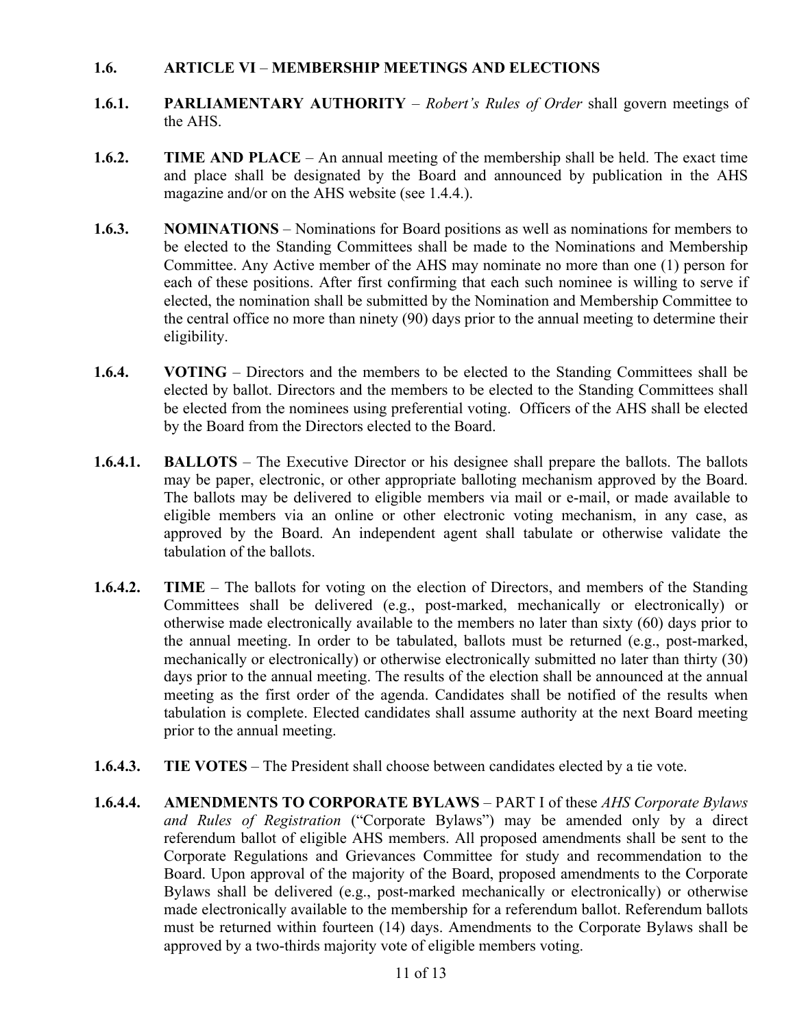**1.6. ARTICLE VI – MEMBERSHIP MEETINGS AND ELECTIONS**

**1.6.1. PARLIAMENTARY AUTHORITY** – *Robert's Rules of Order* shall govern meetings of the AHS.

**1.6.2. TIME AND PLACE** – An annual meeting of the membership shall be held. The exact time and place shall be designated by the Board and announced by publication in the AHS magazine and/or on the AHS website (see 1.4.4.).

**1.6.3. NOMINATIONS** – Nominations for Board positions as well as nominations for members to be elected to the Standing Committees shall be made to the Nominations and Membership Committee. Any Active member of the AHS may nominate no more than one (1) person for each of these positions. After first confirming that each such nominee is willing to serve if elected, the nomination shall be submitted by the Nomination and Membership Committee to the central office no more than ninety (90) days prior to the annual meeting to determine their eligibility.

**1.6.4. VOTING** – Directors and the members to be elected to the Standing Committees shall be elected by ballot. Directors and the members to be elected to the Standing Committees shall be elected from the nominees using preferential voting. Officers of the AHS shall be elected by the Board from the Directors elected to the Board.

**1.6.4.1. BALLOTS** – The Executive Director or his designee shall prepare the ballots. The ballots may be paper, electronic, or other appropriate balloting mechanism approved by the Board. The ballots may be delivered to eligible members via mail or e-mail, or made available to eligible members via an online or other electronic voting mechanism, in any case, as approved by the Board. An independent agent shall tabulate or otherwise validate the tabulation of the ballots.

**1.6.4.2. TIME** – The ballots for voting on the election of Directors, and members of the Standing Committees shall be delivered (e.g., post-marked, mechanically or electronically) or otherwise made electronically available to the members no later than sixty (60) days prior to the annual meeting. In order to be tabulated, ballots must be returned (e.g., post-marked, mechanically or electronically) or otherwise electronically submitted no later than thirty (30) days prior to the annual meeting. The results of the election shall be announced at the annual meeting as the first order of the agenda. Candidates shall be notified of the results when tabulation is complete. Elected candidates shall assume authority at the next Board meeting prior to the annual meeting.

**1.6.4.3. TIE VOTES** – The President shall choose between candidates elected by a tie vote.

**1.6.4.4. AMENDMENTS TO CORPORATE BYLAWS** – PART I of these *AHS Corporate Bylaws and Rules of Registration* ("Corporate Bylaws") may be amended only by a direct referendum ballot of eligible AHS members. All proposed amendments shall be sent to the Corporate Regulations and Grievances Committee for study and recommendation to the Board. Upon approval of the majority of the Board, proposed amendments to the Corporate Bylaws shall be delivered (e.g., post-marked mechanically or electronically) or otherwise made electronically available to the membership for a referendum ballot. Referendum ballots must be returned within fourteen (14) days. Amendments to the Corporate Bylaws shall be approved by a two-thirds majority vote of eligible members voting.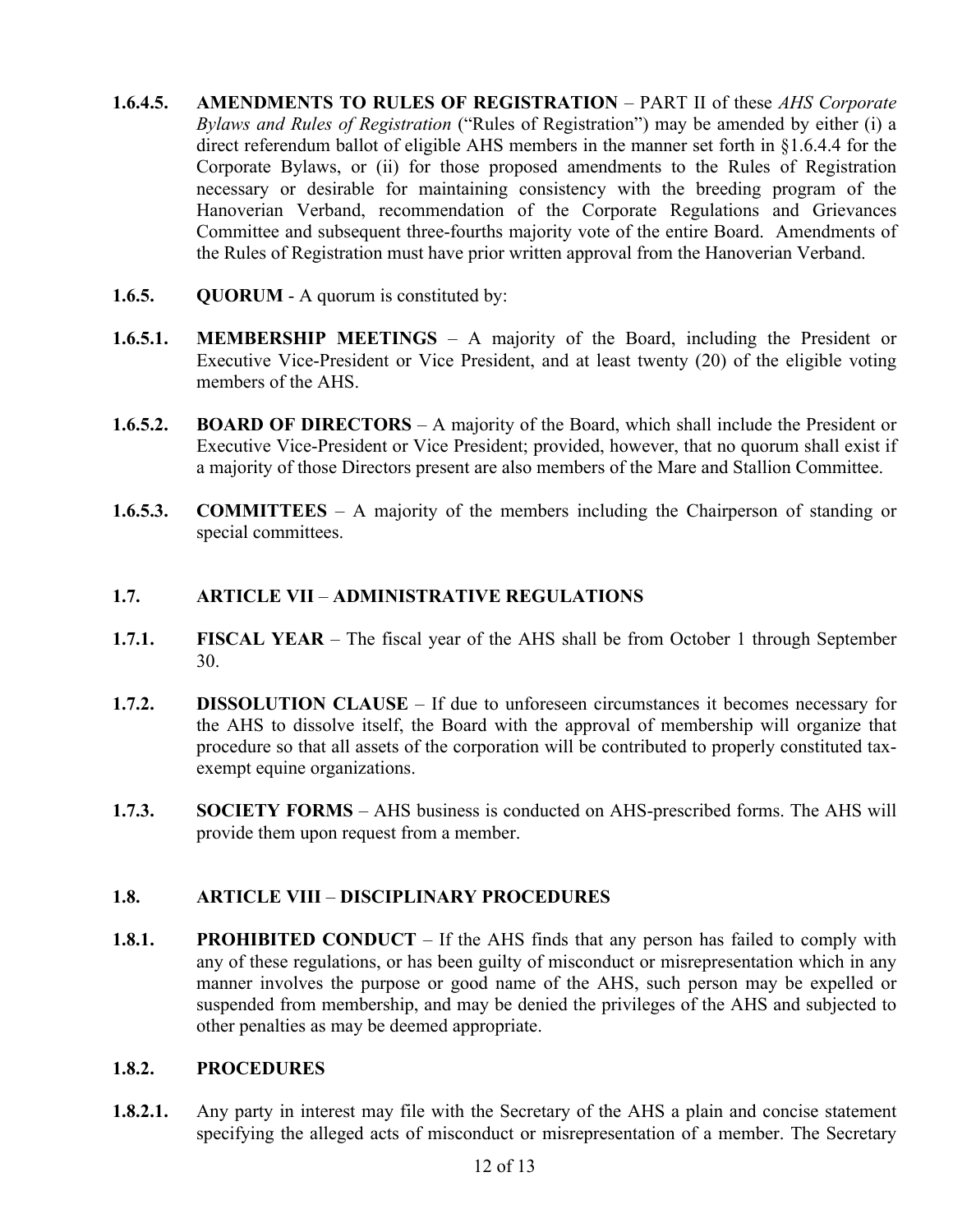**1.6.4.5. AMENDMENTS TO RULES OF REGISTRATION** – PART II of these *AHS Corporate Bylaws and Rules of Registration* ("Rules of Registration") may be amended by either (i) a direct referendum ballot of eligible AHS members in the manner set forth in §1.6.4.4 for the Corporate Bylaws, or (ii) for those proposed amendments to the Rules of Registration necessary or desirable for maintaining consistency with the breeding program of the Hanoverian Verband, recommendation of the Corporate Regulations and Grievances Committee and subsequent three-fourths majority vote of the entire Board. Amendments of the Rules of Registration must have prior written approval from the Hanoverian Verband.

**1.6.5. QUORUM** - A quorum is constituted by:

**1.6.5.1. MEMBERSHIP MEETINGS** – A majority of the Board, including the President or Executive Vice-President or Vice President, and at least twenty (20) of the eligible voting members of the AHS.

**1.6.5.2. BOARD OF DIRECTORS** – A majority of the Board, which shall include the President or Executive Vice-President or Vice President; provided, however, that no quorum shall exist if a majority of those Directors present are also members of the Mare and Stallion Committee.

**1.6.5.3. COMMITTEES** – A majority of the members including the Chairperson of standing or special committees.

## 1.7. ARTICLE VII – ADMINISTRATIVE REGULATIONS

**1.7.1. FISCAL YEAR** – The fiscal year of the AHS shall be from October 1 through September 30.

**1.7.2. DISSOLUTION CLAUSE** – If due to unforeseen circumstances it becomes necessary for the AHS to dissolve itself, the Board with the approval of membership will organize that procedure so that all assets of the corporation will be contributed to properly constituted tax-exempt equine organizations.

**1.7.3. SOCIETY FORMS** – AHS business is conducted on AHS-prescribed forms. The AHS will provide them upon request from a member.

## 1.8. ARTICLE VIII – DISCIPLINARY PROCEDURES

**1.8.1. PROHIBITED CONDUCT** – If the AHS finds that any person has failed to comply with any of these regulations, or has been guilty of misconduct or misrepresentation which in any manner involves the purpose or good name of the AHS, such person may be expelled or suspended from membership, and may be denied the privileges of the AHS and subjected to other penalties as may be deemed appropriate.

**1.8.2. PROCEDURES**

**1.8.2.1.** Any party in interest may file with the Secretary of the AHS a plain and concise statement specifying the alleged acts of misconduct or misrepresentation of a member. The Secretary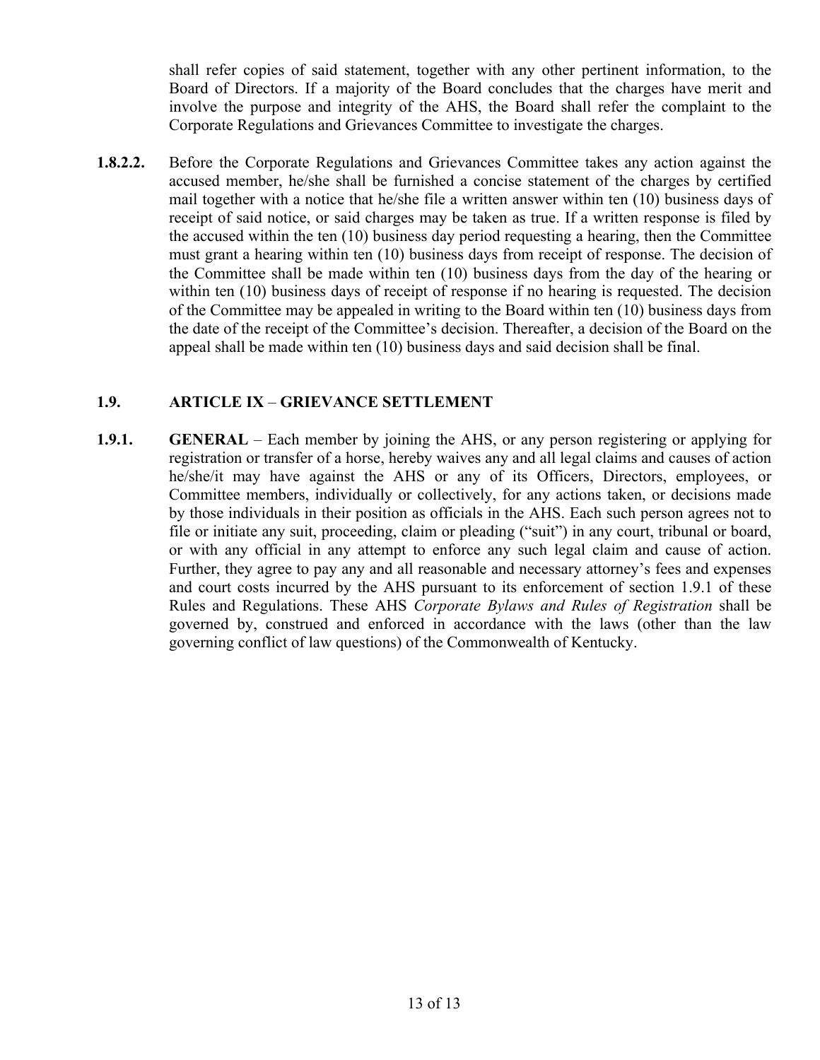shall refer copies of said statement, together with any other pertinent information, to the Board of Directors. If a majority of the Board concludes that the charges have merit and involve the purpose and integrity of the AHS, the Board shall refer the complaint to the Corporate Regulations and Grievances Committee to investigate the charges.

**1.8.2.2.** Before the Corporate Regulations and Grievances Committee takes any action against the accused member, he/she shall be furnished a concise statement of the charges by certified mail together with a notice that he/she file a written answer within ten (10) business days of receipt of said notice, or said charges may be taken as true. If a written response is filed by the accused within the ten (10) business day period requesting a hearing, then the Committee must grant a hearing within ten (10) business days from receipt of response. The decision of the Committee shall be made within ten (10) business days from the day of the hearing or within ten (10) business days of receipt of response if no hearing is requested. The decision of the Committee may be appealed in writing to the Board within ten (10) business days from the date of the receipt of the Committee's decision. Thereafter, a decision of the Board on the appeal shall be made within ten (10) business days and said decision shall be final.

## 1.9. ARTICLE IX – GRIEVANCE SETTLEMENT

**1.9.1. GENERAL** – Each member by joining the AHS, or any person registering or applying for registration or transfer of a horse, hereby waives any and all legal claims and causes of action he/she/it may have against the AHS or any of its Officers, Directors, employees, or Committee members, individually or collectively, for any actions taken, or decisions made by those individuals in their position as officials in the AHS. Each such person agrees not to file or initiate any suit, proceeding, claim or pleading ("suit") in any court, tribunal or board, or with any official in any attempt to enforce any such legal claim and cause of action. Further, they agree to pay any and all reasonable and necessary attorney's fees and expenses and court costs incurred by the AHS pursuant to its enforcement of section 1.9.1 of these Rules and Regulations. These AHS *Corporate Bylaws and Rules of Registration* shall be governed by, construed and enforced in accordance with the laws (other than the law governing conflict of law questions) of the Commonwealth of Kentucky.